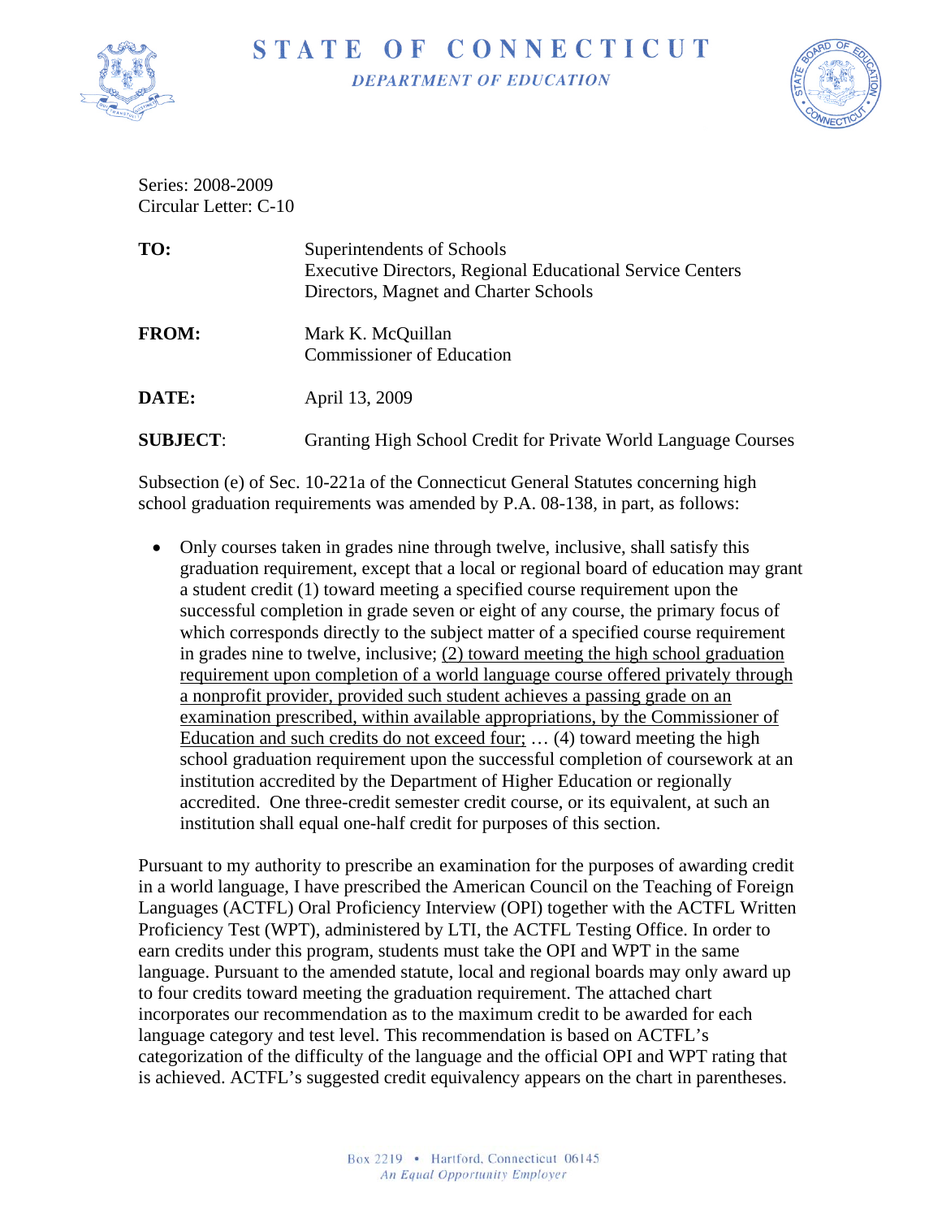# STATE OF CONNECTICUT

*DEPARTMENT OF EDUCATION*

Series: 2008-2009
Circular Letter: C-10

| | |
|---|---|
| **TO:** | Superintendents of Schools<br>Executive Directors, Regional Educational Service Centers<br>Directors, Magnet and Charter Schools |
| **FROM:** | Mark K. McQuillan<br>Commissioner of Education |
| **DATE:** | April 13, 2009 |
| **SUBJECT:** | Granting High School Credit for Private World Language Courses |

Subsection (e) of Sec. 10-221a of the Connecticut General Statutes concerning high school graduation requirements was amended by P.A. 08-138, in part, as follows:

- Only courses taken in grades nine through twelve, inclusive, shall satisfy this graduation requirement, except that a local or regional board of education may grant a student credit (1) toward meeting a specified course requirement upon the successful completion in grade seven or eight of any course, the primary focus of which corresponds directly to the subject matter of a specified course requirement in grades nine to twelve, inclusive; <u>(2) toward meeting the high school graduation requirement upon completion of a world language course offered privately through a nonprofit provider, provided such student achieves a passing grade on an examination prescribed, within available appropriations, by the Commissioner of Education and such credits do not exceed four;</u> … (4) toward meeting the high school graduation requirement upon the successful completion of coursework at an institution accredited by the Department of Higher Education or regionally accredited. One three-credit semester credit course, or its equivalent, at such an institution shall equal one-half credit for purposes of this section.

Pursuant to my authority to prescribe an examination for the purposes of awarding credit in a world language, I have prescribed the American Council on the Teaching of Foreign Languages (ACTFL) Oral Proficiency Interview (OPI) together with the ACTFL Written Proficiency Test (WPT), administered by LTI, the ACTFL Testing Office. In order to earn credits under this program, students must take the OPI and WPT in the same language. Pursuant to the amended statute, local and regional boards may only award up to four credits toward meeting the graduation requirement. The attached chart incorporates our recommendation as to the maximum credit to be awarded for each language category and test level. This recommendation is based on ACTFL's categorization of the difficulty of the language and the official OPI and WPT rating that is achieved. ACTFL's suggested credit equivalency appears on the chart in parentheses.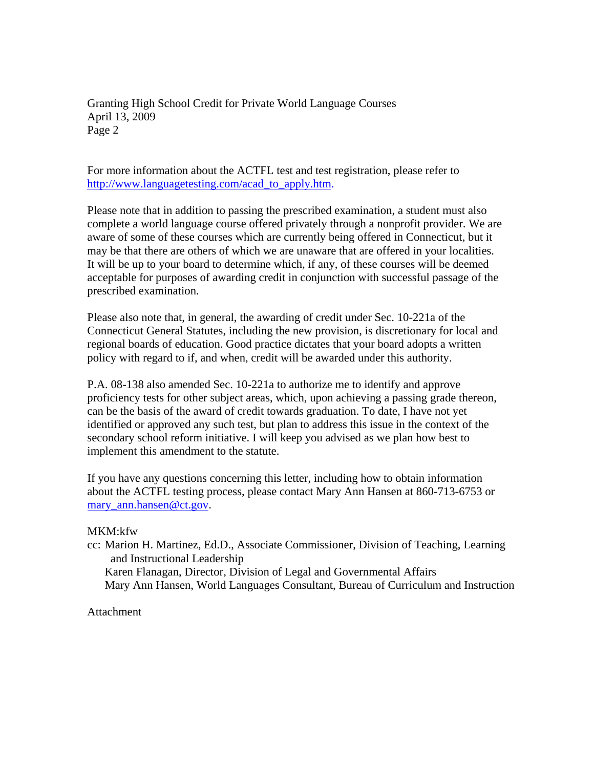For more information about the ACTFL test and test registration, please refer to http://www.languagetesting.com/acad_to_apply.htm.

Please note that in addition to passing the prescribed examination, a student must also complete a world language course offered privately through a nonprofit provider. We are aware of some of these courses which are currently being offered in Connecticut, but it may be that there are others of which we are unaware that are offered in your localities. It will be up to your board to determine which, if any, of these courses will be deemed acceptable for purposes of awarding credit in conjunction with successful passage of the prescribed examination.

Please also note that, in general, the awarding of credit under Sec. 10-221a of the Connecticut General Statutes, including the new provision, is discretionary for local and regional boards of education. Good practice dictates that your board adopts a written policy with regard to if, and when, credit will be awarded under this authority.

P.A. 08-138 also amended Sec. 10-221a to authorize me to identify and approve proficiency tests for other subject areas, which, upon achieving a passing grade thereon, can be the basis of the award of credit towards graduation. To date, I have not yet identified or approved any such test, but plan to address this issue in the context of the secondary school reform initiative. I will keep you advised as we plan how best to implement this amendment to the statute.

If you have any questions concerning this letter, including how to obtain information about the ACTFL testing process, please contact Mary Ann Hansen at 860-713-6753 or mary_ann.hansen@ct.gov.

MKM:kfw

cc: Marion H. Martinez, Ed.D., Associate Commissioner, Division of Teaching, Learning and Instructional Leadership
Karen Flanagan, Director, Division of Legal and Governmental Affairs
Mary Ann Hansen, World Languages Consultant, Bureau of Curriculum and Instruction

Attachment